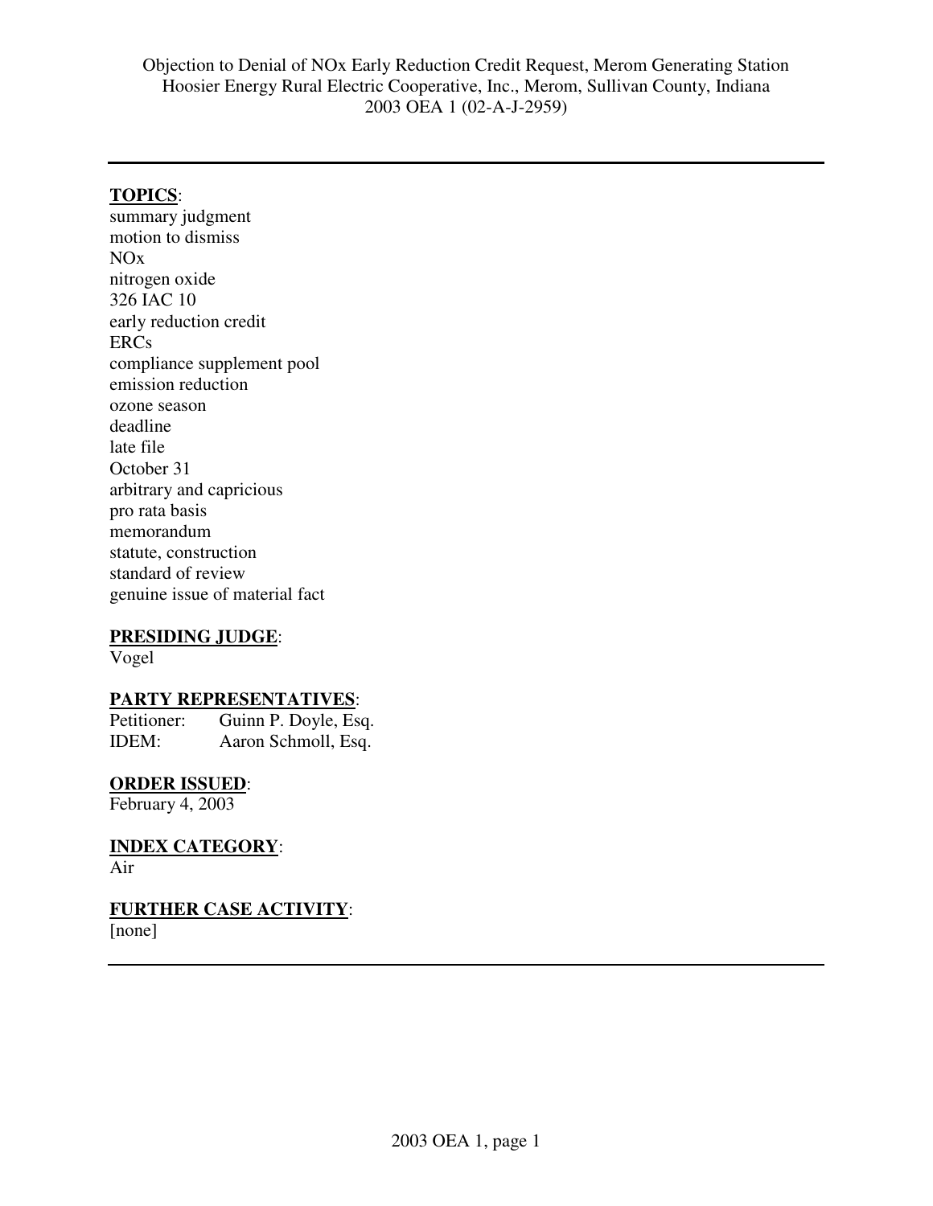Objection to Denial of NOx Early Reduction Credit Request, Merom Generating Station
Hoosier Energy Rural Electric Cooperative, Inc., Merom, Sullivan County, Indiana
2003 OEA 1 (02-A-J-2959)

---

**TOPICS**:
summary judgment
motion to dismiss
NOx
nitrogen oxide
326 IAC 10
early reduction credit
ERCs
compliance supplement pool
emission reduction
ozone season
deadline
late file
October 31
arbitrary and capricious
pro rata basis
memorandum
statute, construction
standard of review
genuine issue of material fact

**PRESIDING JUDGE**:
Vogel

**PARTY REPRESENTATIVES**:
Petitioner: Guinn P. Doyle, Esq.
IDEM: Aaron Schmoll, Esq.

**ORDER ISSUED**:
February 4, 2003

**INDEX CATEGORY**:
Air

**FURTHER CASE ACTIVITY**:
[none]

---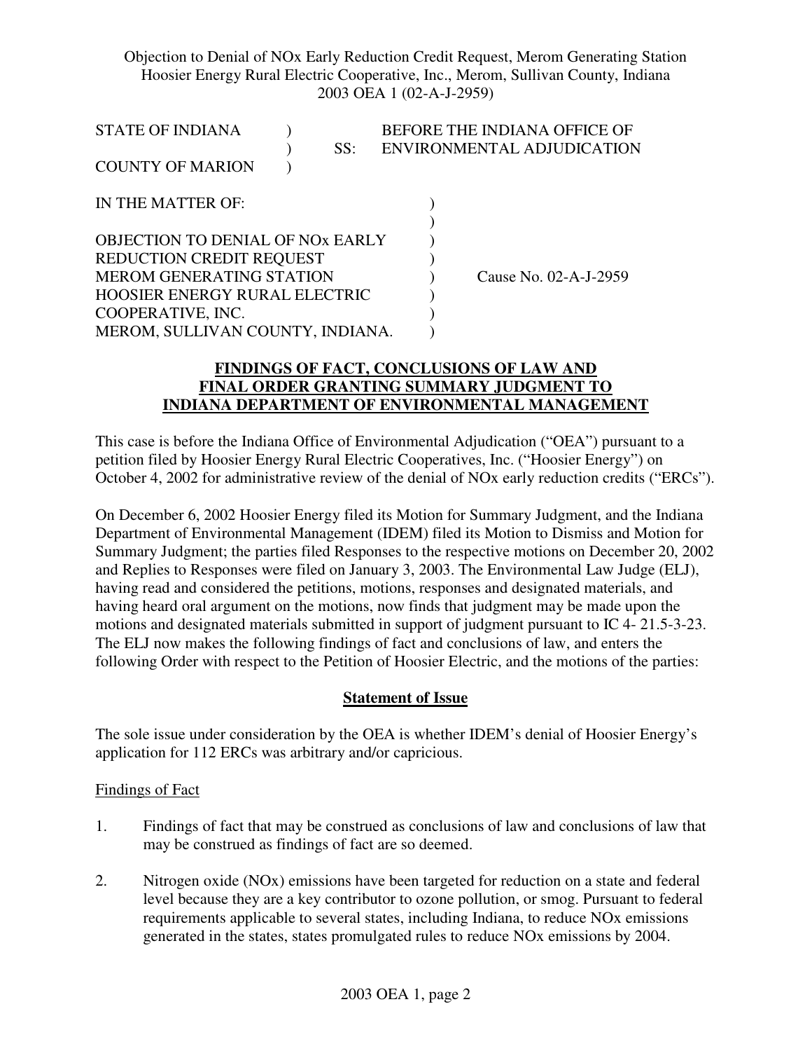Objection to Denial of NOx Early Reduction Credit Request, Merom Generating Station
Hoosier Energy Rural Electric Cooperative, Inc., Merom, Sullivan County, Indiana
2003 OEA 1 (02-A-J-2959)

| | | | |
|---|---|---|---|
| STATE OF INDIANA | ) | | BEFORE THE INDIANA OFFICE OF |
| | ) | SS: | ENVIRONMENTAL ADJUDICATION |
| COUNTY OF MARION | ) | | |

| | | |
|---|---|---|
| IN THE MATTER OF: | ) | |
| | ) | |
| OBJECTION TO DENIAL OF NOx EARLY | ) | |
| REDUCTION CREDIT REQUEST | ) | |
| MEROM GENERATING STATION | ) | Cause No. 02-A-J-2959 |
| HOOSIER ENERGY RURAL ELECTRIC | ) | |
| COOPERATIVE, INC. | ) | |
| MEROM, SULLIVAN COUNTY, INDIANA. | ) | |

## FINDINGS OF FACT, CONCLUSIONS OF LAW AND FINAL ORDER GRANTING SUMMARY JUDGMENT TO INDIANA DEPARTMENT OF ENVIRONMENTAL MANAGEMENT

This case is before the Indiana Office of Environmental Adjudication ("OEA") pursuant to a petition filed by Hoosier Energy Rural Electric Cooperatives, Inc. ("Hoosier Energy") on October 4, 2002 for administrative review of the denial of NOx early reduction credits ("ERCs").

On December 6, 2002 Hoosier Energy filed its Motion for Summary Judgment, and the Indiana Department of Environmental Management (IDEM) filed its Motion to Dismiss and Motion for Summary Judgment; the parties filed Responses to the respective motions on December 20, 2002 and Replies to Responses were filed on January 3, 2003. The Environmental Law Judge (ELJ), having read and considered the petitions, motions, responses and designated materials, and having heard oral argument on the motions, now finds that judgment may be made upon the motions and designated materials submitted in support of judgment pursuant to IC 4- 21.5-3-23. The ELJ now makes the following findings of fact and conclusions of law, and enters the following Order with respect to the Petition of Hoosier Electric, and the motions of the parties:

### Statement of Issue

The sole issue under consideration by the OEA is whether IDEM's denial of Hoosier Energy's application for 112 ERCs was arbitrary and/or capricious.

Findings of Fact

1. Findings of fact that may be construed as conclusions of law and conclusions of law that may be construed as findings of fact are so deemed.

2. Nitrogen oxide (NOx) emissions have been targeted for reduction on a state and federal level because they are a key contributor to ozone pollution, or smog. Pursuant to federal requirements applicable to several states, including Indiana, to reduce NOx emissions generated in the states, states promulgated rules to reduce NOx emissions by 2004.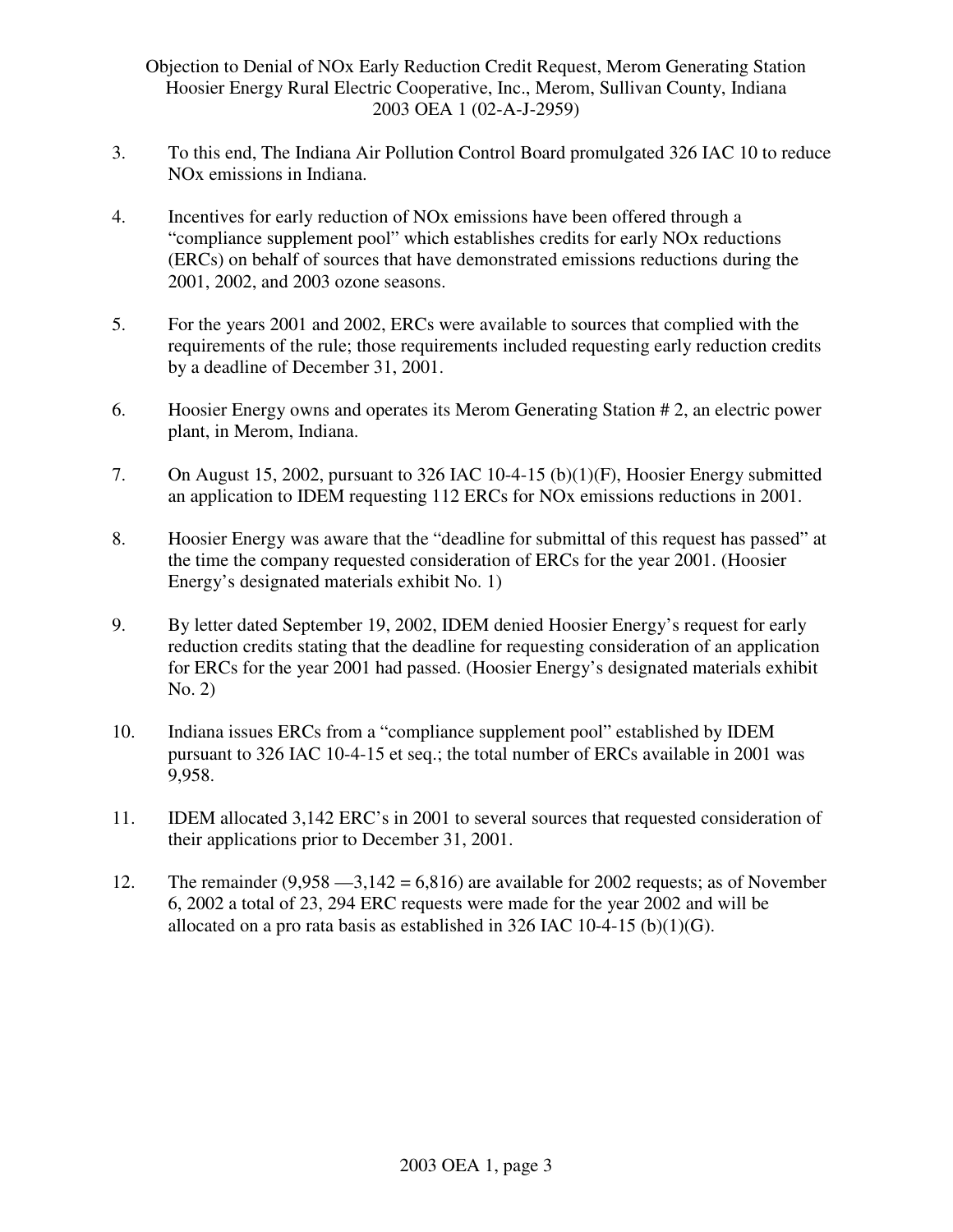3. To this end, The Indiana Air Pollution Control Board promulgated 326 IAC 10 to reduce NOx emissions in Indiana.

4. Incentives for early reduction of NOx emissions have been offered through a "compliance supplement pool" which establishes credits for early NOx reductions (ERCs) on behalf of sources that have demonstrated emissions reductions during the 2001, 2002, and 2003 ozone seasons.

5. For the years 2001 and 2002, ERCs were available to sources that complied with the requirements of the rule; those requirements included requesting early reduction credits by a deadline of December 31, 2001.

6. Hoosier Energy owns and operates its Merom Generating Station # 2, an electric power plant, in Merom, Indiana.

7. On August 15, 2002, pursuant to 326 IAC 10-4-15 (b)(1)(F), Hoosier Energy submitted an application to IDEM requesting 112 ERCs for NOx emissions reductions in 2001.

8. Hoosier Energy was aware that the "deadline for submittal of this request has passed" at the time the company requested consideration of ERCs for the year 2001. (Hoosier Energy's designated materials exhibit No. 1)

9. By letter dated September 19, 2002, IDEM denied Hoosier Energy's request for early reduction credits stating that the deadline for requesting consideration of an application for ERCs for the year 2001 had passed. (Hoosier Energy's designated materials exhibit No. 2)

10. Indiana issues ERCs from a "compliance supplement pool" established by IDEM pursuant to 326 IAC 10-4-15 et seq.; the total number of ERCs available in 2001 was 9,958.

11. IDEM allocated 3,142 ERC's in 2001 to several sources that requested consideration of their applications prior to December 31, 2001.

12. The remainder (9,958 —3,142 = 6,816) are available for 2002 requests; as of November 6, 2002 a total of 23, 294 ERC requests were made for the year 2002 and will be allocated on a pro rata basis as established in 326 IAC 10-4-15 (b)(1)(G).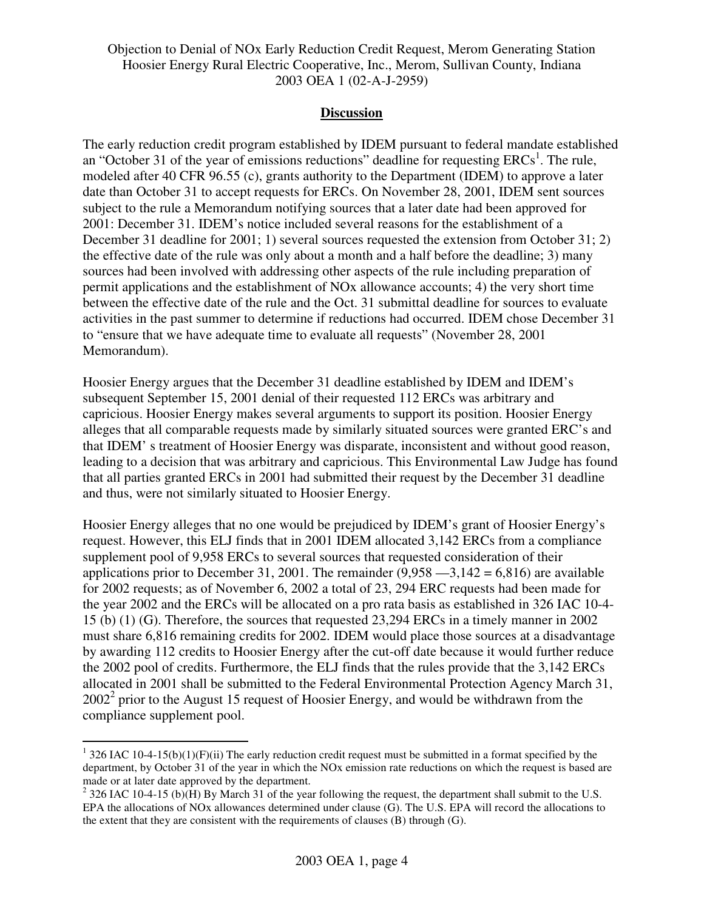## Discussion

The early reduction credit program established by IDEM pursuant to federal mandate established an "October 31 of the year of emissions reductions" deadline for requesting ERCs[1]. The rule, modeled after 40 CFR 96.55 (c), grants authority to the Department (IDEM) to approve a later date than October 31 to accept requests for ERCs. On November 28, 2001, IDEM sent sources subject to the rule a Memorandum notifying sources that a later date had been approved for 2001: December 31. IDEM's notice included several reasons for the establishment of a December 31 deadline for 2001; 1) several sources requested the extension from October 31; 2) the effective date of the rule was only about a month and a half before the deadline; 3) many sources had been involved with addressing other aspects of the rule including preparation of permit applications and the establishment of NOx allowance accounts; 4) the very short time between the effective date of the rule and the Oct. 31 submittal deadline for sources to evaluate activities in the past summer to determine if reductions had occurred. IDEM chose December 31 to "ensure that we have adequate time to evaluate all requests" (November 28, 2001 Memorandum).

Hoosier Energy argues that the December 31 deadline established by IDEM and IDEM's subsequent September 15, 2001 denial of their requested 112 ERCs was arbitrary and capricious. Hoosier Energy makes several arguments to support its position. Hoosier Energy alleges that all comparable requests made by similarly situated sources were granted ERC's and that IDEM' s treatment of Hoosier Energy was disparate, inconsistent and without good reason, leading to a decision that was arbitrary and capricious. This Environmental Law Judge has found that all parties granted ERCs in 2001 had submitted their request by the December 31 deadline and thus, were not similarly situated to Hoosier Energy.

Hoosier Energy alleges that no one would be prejudiced by IDEM's grant of Hoosier Energy's request. However, this ELJ finds that in 2001 IDEM allocated 3,142 ERCs from a compliance supplement pool of 9,958 ERCs to several sources that requested consideration of their applications prior to December 31, 2001. The remainder (9,958 —3,142 = 6,816) are available for 2002 requests; as of November 6, 2002 a total of 23, 294 ERC requests had been made for the year 2002 and the ERCs will be allocated on a pro rata basis as established in 326 IAC 10-4-15 (b) (1) (G). Therefore, the sources that requested 23,294 ERCs in a timely manner in 2002 must share 6,816 remaining credits for 2002. IDEM would place those sources at a disadvantage by awarding 112 credits to Hoosier Energy after the cut-off date because it would further reduce the 2002 pool of credits. Furthermore, the ELJ finds that the rules provide that the 3,142 ERCs allocated in 2001 shall be submitted to the Federal Environmental Protection Agency March 31, 2002[2] prior to the August 15 request of Hoosier Energy, and would be withdrawn from the compliance supplement pool.

---

[1] 326 IAC 10-4-15(b)(1)(F)(ii) The early reduction credit request must be submitted in a format specified by the department, by October 31 of the year in which the NOx emission rate reductions on which the request is based are made or at later date approved by the department.

[2] 326 IAC 10-4-15 (b)(H) By March 31 of the year following the request, the department shall submit to the U.S. EPA the allocations of NOx allowances determined under clause (G). The U.S. EPA will record the allocations to the extent that they are consistent with the requirements of clauses (B) through (G).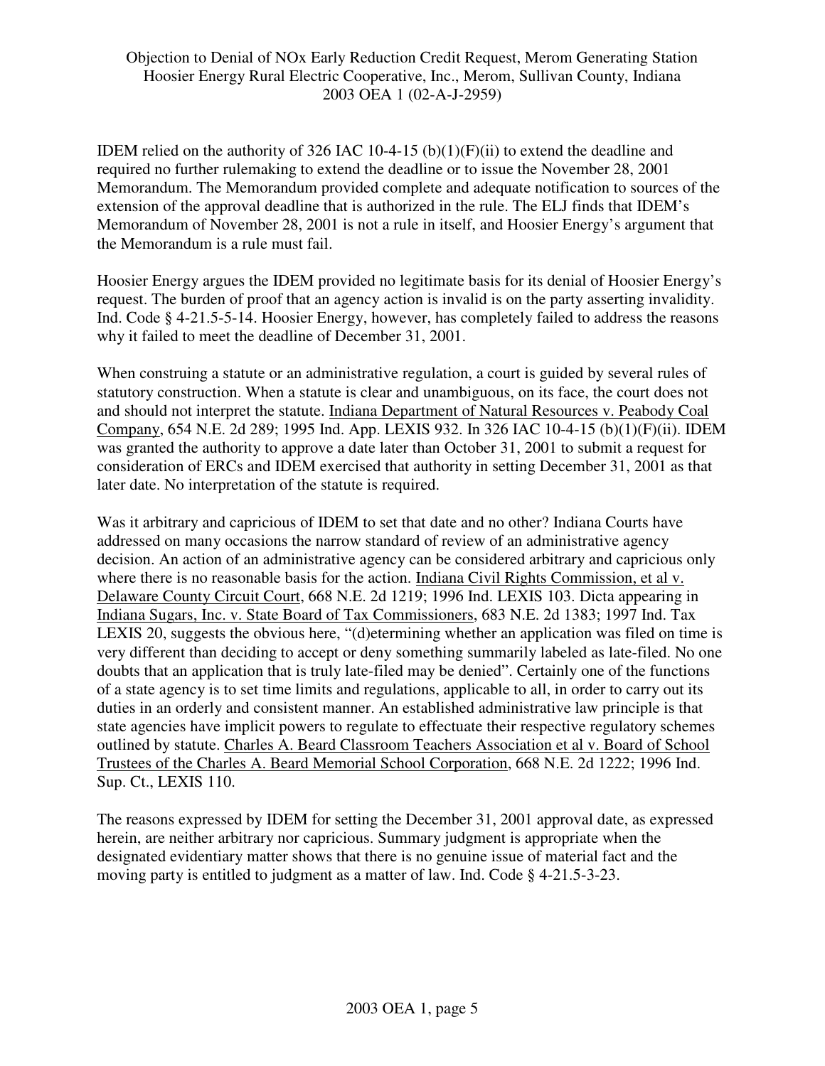IDEM relied on the authority of 326 IAC 10-4-15 (b)(1)(F)(ii) to extend the deadline and required no further rulemaking to extend the deadline or to issue the November 28, 2001 Memorandum. The Memorandum provided complete and adequate notification to sources of the extension of the approval deadline that is authorized in the rule. The ELJ finds that IDEM's Memorandum of November 28, 2001 is not a rule in itself, and Hoosier Energy's argument that the Memorandum is a rule must fail.

Hoosier Energy argues the IDEM provided no legitimate basis for its denial of Hoosier Energy's request. The burden of proof that an agency action is invalid is on the party asserting invalidity. Ind. Code § 4-21.5-5-14. Hoosier Energy, however, has completely failed to address the reasons why it failed to meet the deadline of December 31, 2001.

When construing a statute or an administrative regulation, a court is guided by several rules of statutory construction. When a statute is clear and unambiguous, on its face, the court does not and should not interpret the statute. Indiana Department of Natural Resources v. Peabody Coal Company, 654 N.E. 2d 289; 1995 Ind. App. LEXIS 932. In 326 IAC 10-4-15 (b)(1)(F)(ii). IDEM was granted the authority to approve a date later than October 31, 2001 to submit a request for consideration of ERCs and IDEM exercised that authority in setting December 31, 2001 as that later date. No interpretation of the statute is required.

Was it arbitrary and capricious of IDEM to set that date and no other? Indiana Courts have addressed on many occasions the narrow standard of review of an administrative agency decision. An action of an administrative agency can be considered arbitrary and capricious only where there is no reasonable basis for the action. Indiana Civil Rights Commission, et al v. Delaware County Circuit Court, 668 N.E. 2d 1219; 1996 Ind. LEXIS 103. Dicta appearing in Indiana Sugars, Inc. v. State Board of Tax Commissioners, 683 N.E. 2d 1383; 1997 Ind. Tax LEXIS 20, suggests the obvious here, "(d)etermining whether an application was filed on time is very different than deciding to accept or deny something summarily labeled as late-filed. No one doubts that an application that is truly late-filed may be denied". Certainly one of the functions of a state agency is to set time limits and regulations, applicable to all, in order to carry out its duties in an orderly and consistent manner. An established administrative law principle is that state agencies have implicit powers to regulate to effectuate their respective regulatory schemes outlined by statute. Charles A. Beard Classroom Teachers Association et al v. Board of School Trustees of the Charles A. Beard Memorial School Corporation, 668 N.E. 2d 1222; 1996 Ind. Sup. Ct., LEXIS 110.

The reasons expressed by IDEM for setting the December 31, 2001 approval date, as expressed herein, are neither arbitrary nor capricious. Summary judgment is appropriate when the designated evidentiary matter shows that there is no genuine issue of material fact and the moving party is entitled to judgment as a matter of law. Ind. Code § 4-21.5-3-23.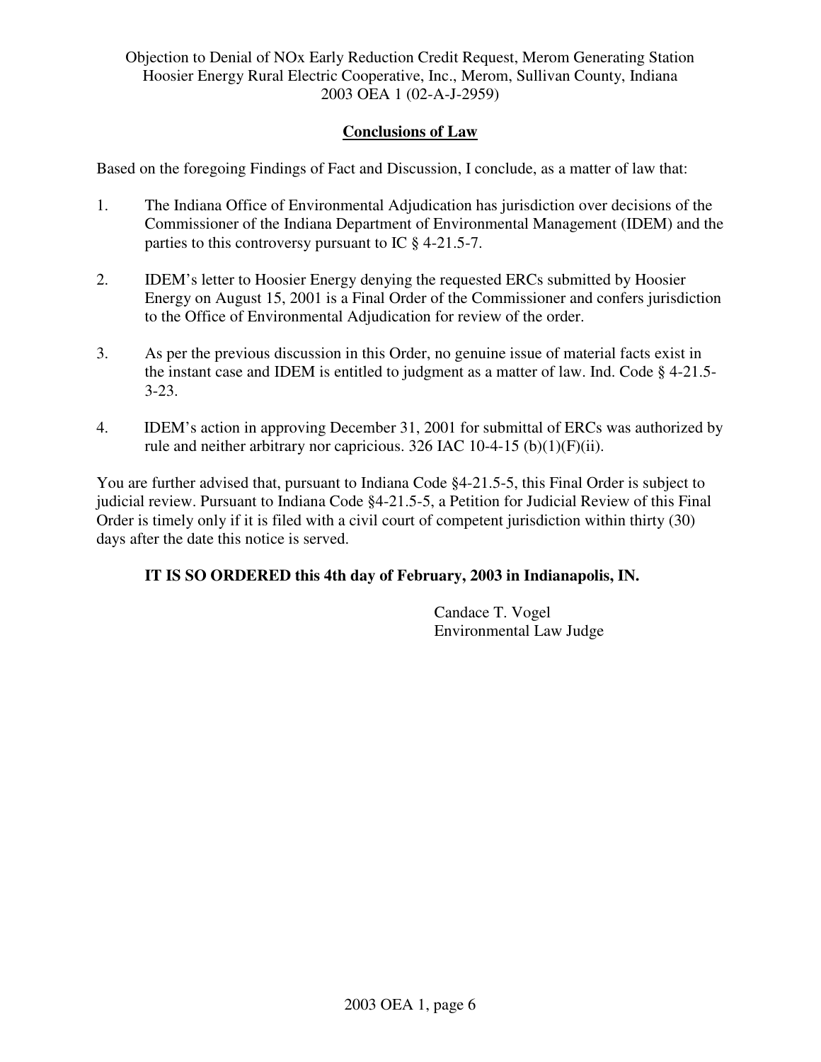## Conclusions of Law

Based on the foregoing Findings of Fact and Discussion, I conclude, as a matter of law that:

1. The Indiana Office of Environmental Adjudication has jurisdiction over decisions of the Commissioner of the Indiana Department of Environmental Management (IDEM) and the parties to this controversy pursuant to IC § 4-21.5-7.

2. IDEM's letter to Hoosier Energy denying the requested ERCs submitted by Hoosier Energy on August 15, 2001 is a Final Order of the Commissioner and confers jurisdiction to the Office of Environmental Adjudication for review of the order.

3. As per the previous discussion in this Order, no genuine issue of material facts exist in the instant case and IDEM is entitled to judgment as a matter of law. Ind. Code § 4-21.5-3-23.

4. IDEM's action in approving December 31, 2001 for submittal of ERCs was authorized by rule and neither arbitrary nor capricious. 326 IAC 10-4-15 (b)(1)(F)(ii).

You are further advised that, pursuant to Indiana Code §4-21.5-5, this Final Order is subject to judicial review. Pursuant to Indiana Code §4-21.5-5, a Petition for Judicial Review of this Final Order is timely only if it is filed with a civil court of competent jurisdiction within thirty (30) days after the date this notice is served.

**IT IS SO ORDERED this 4th day of February, 2003 in Indianapolis, IN.**

Candace T. Vogel
Environmental Law Judge